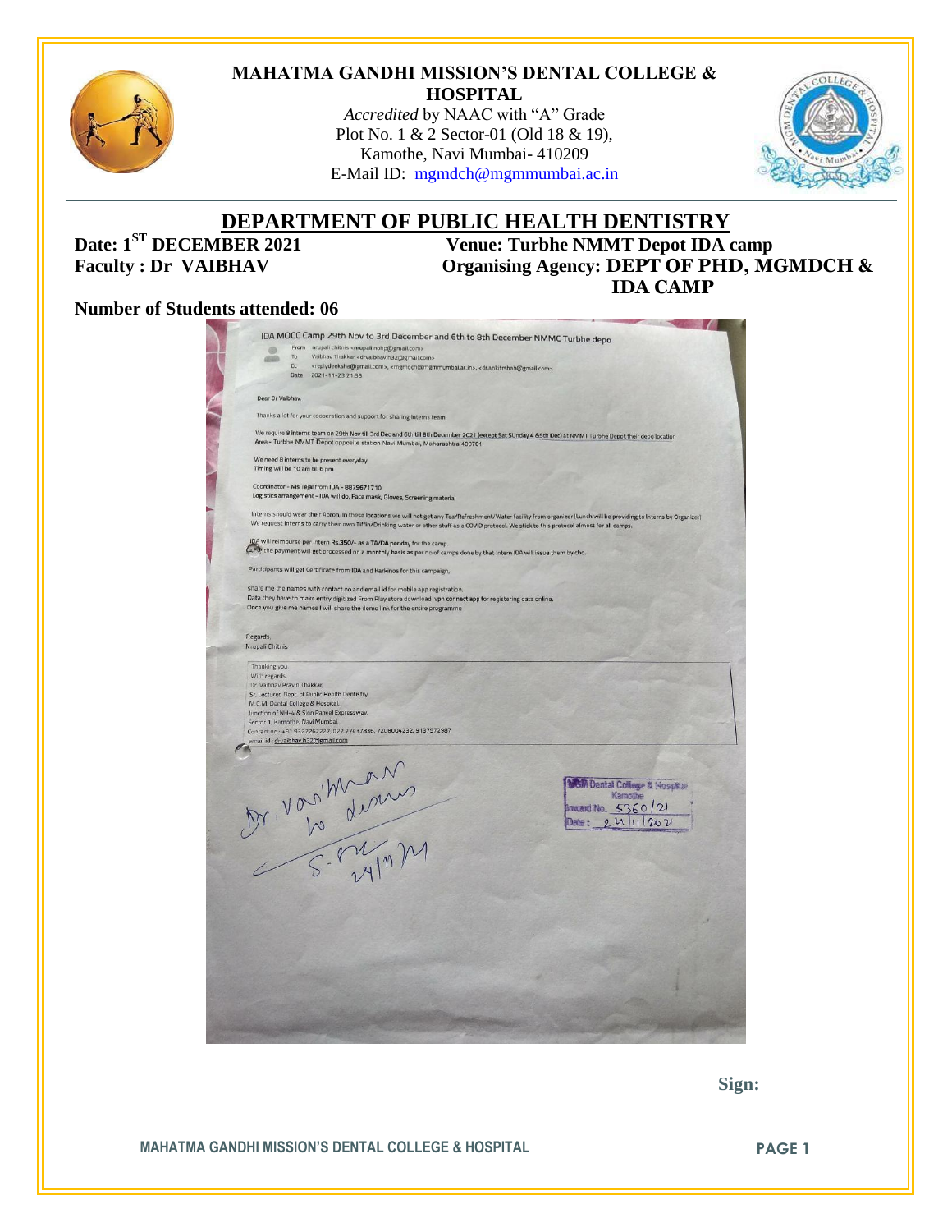# MAHATMA GANDHI MISSION'S DENTAL COLLEGE & HOSPITAL

*Accredited* by NAAC with "A" Grade
Plot No. 1 & 2 Sector-01 (Old 18 & 19),
Kamothe, Navi Mumbai- 410209
E-Mail ID: mgmdch@mgmmumbai.ac.in

## DEPARTMENT OF PUBLIC HEALTH DENTISTRY

**Date: 1ST DECEMBER 2021**
**Venue: Turbhe NMMT Depot IDA camp**
**Faculty : Dr VAIBHAV**
**Organising Agency: DEPT OF PHD, MGMDCH & IDA CAMP**

**Number of Students attended: 06**

IDA MOCC Camp 29th Nov to 3rd December and 6th to 8th December NMMC Turbhe depo

From nrupali chitnis <nrupali.nohp@gmail.com>
To Vaibhav Thakkar <drvaibhav.h32@gmail.com>
Cc <replydeeksha@gmail.com>, <mgmdch@mgmmumbai.ac.in>, <dr.ankitrshah@gmail.com>
Date 2021-11-23 21:36

Dear Dr Vaibhav,

Thanks a lot for your cooperation and support for sharing interns team

We require 8 interns team on 29th Nov till 3rd Dec and 6th till 8th December 2021 (except Sat SUnday 4 &5th Dec) at NMMT Turbhe Depot their depo location
Area - Turbhe NMMT Depot opposite station Navi Mumbai, Maharashtra 400701

We need 8 interns to be present everyday.
Timing will be 10 am till 6 pm

Coordinator - Ms Tejal from IDA - 8879671710
Logistics arrangement - IDA will do, Face mask, Gloves, Screening material

Interns should wear their Apron, In these locations we will not get any Tea/Refreshment/Water facility from organizer (Lunch will be providing to Interns by Organizer)
We request Interns to carry their own Tiffin/Drinking water or other stuff as a COVID protocol. We stick to this protocol almost for all camps.

IDA will reimburse per intern Rs.350/- as a TA/DA per day for the camp.
For the payment will get processed on a monthly basis as per no of camps done by that intern IDA will issue them by chq.

Participants will get Certificate from IDA and Karkinos for this campaign.

share me the names with contact no and email id for mobile app registration.
Data they have to make entry digitized From Play store download vpn connect app for registering data online.
Once you give me names I will share the demo link for the entire programme

Regards,
Nrupali Chitnis

Thanking you.
With regards,
Dr. Vaibhav Pravin Thakkar,
Sr. Lecturer, Dept. of Public Health Dentistry,
M.G.M. Dental College & Hospital,
Junction of NH-4 & Sion Panvel Expressway,
Sector 1, Kamothe, Navi Mumbai.
Contact no.: +91 9322262227, 022 27437836, 7208004232, 9137572987
email id : drvaibhav.h32@gmail.com

Dr. Vaibhav
to do
S-
24/11/21

MGM Dental College & Hospital
Kamothe
Inward No. 5360/21
Date: 24/11/2021

Sign: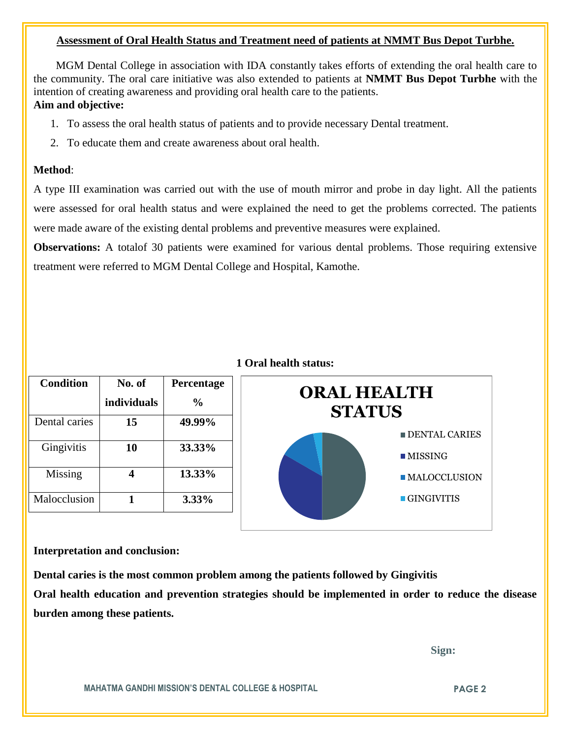**Assessment of Oral Health Status and Treatment need of patients at NMMT Bus Depot Turbhe.**

MGM Dental College in association with IDA constantly takes efforts of extending the oral health care to the community. The oral care initiative was also extended to patients at **NMMT Bus Depot Turbhe** with the intention of creating awareness and providing oral health care to the patients.

**Aim and objective:**

1. To assess the oral health status of patients and to provide necessary Dental treatment.
2. To educate them and create awareness about oral health.

**Method**:

A type III examination was carried out with the use of mouth mirror and probe in day light. All the patients were assessed for oral health status and were explained the need to get the problems corrected. The patients were made aware of the existing dental problems and preventive measures were explained.

**Observations:** A totalof 30 patients were examined for various dental problems. Those requiring extensive treatment were referred to MGM Dental College and Hospital, Kamothe.

**1 Oral health status:**

| Condition | No. of individuals | Percentage % |
|---|---|---|
| Dental caries | **15** | **49.99%** |
| Gingivitis | **10** | **33.33%** |
| Missing | **4** | **13.33%** |
| Malocclusion | **1** | **3.33%** |

**ORAL HEALTH STATUS**

- DENTAL CARIES
- MISSING
- MALOCCLUSION
- GINGIVITIS

**Interpretation and conclusion:**

**Dental caries is the most common problem among the patients followed by Gingivitis**

**Oral health education and prevention strategies should be implemented in order to reduce the disease burden among these patients.**

**Sign:**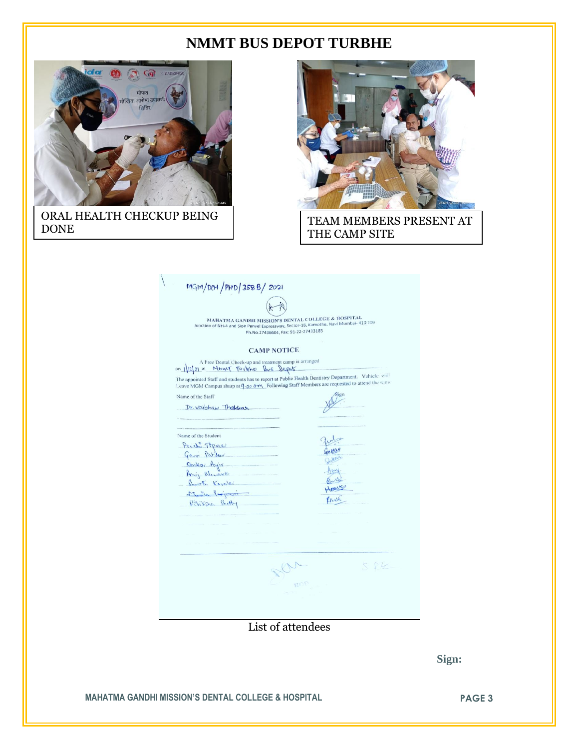# NMMT BUS DEPOT TURBHE

ORAL HEALTH CHECKUP BEING DONE

TEAM MEMBERS PRESENT AT THE CAMP SITE

MGM/DCH/PHD/358B/2021

MAHATMA GANDHI MISSION'S DENTAL COLLEGE & HOSPITAL
Junction of NH-4 and Sion Panvel Expressway, Sector-18, Kamothe, Navi Mumbai- 410 209
Ph.No.27436604, Fax: 91-22-27433185

**CAMP NOTICE**

A Free Dental Check-up and treatment camp is arranged on 1/12/21 at NMMT Turbhe Bus Depot

The appointed Staff and students has to report at Public Health Dentistry Department. Vehicle will Leave MGM Campus sharp at 9.00 am. Following Staff Members are requested to attend the same

| Name of the Staff | Sign |
| --- | --- |
| Dr. Vaibhav Thakkar | |

| Name of the Student | Sign |
| --- | --- |
| Prachi Tipare | |
| Gaurav Patdar | |
| Omkar Ajir | |
| Anuj Newase | |
| Shweta Kavale | |
| Manisha Punjwani | |
| Rithiksha Shetty | |

HOD

List of attendees

**Sign:**